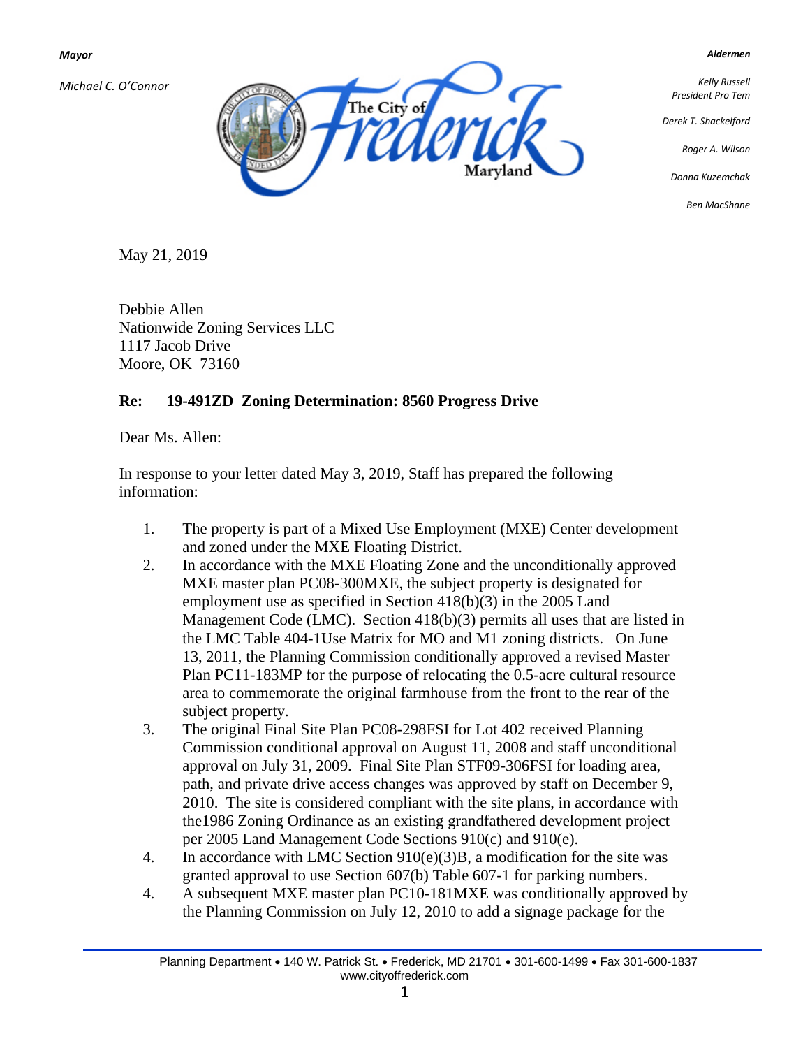**Mayor**

*Michael C. O'Connor*

**Aldermen**

*Kelly Russell*
*President Pro Tem*

*Derek T. Shackelford*

*Roger A. Wilson*

*Donna Kuzemchak*

*Ben MacShane*

May 21, 2019

Debbie Allen
Nationwide Zoning Services LLC
1117 Jacob Drive
Moore, OK 73160

**Re: 19-491ZD Zoning Determination: 8560 Progress Drive**

Dear Ms. Allen:

In response to your letter dated May 3, 2019, Staff has prepared the following information:

1. The property is part of a Mixed Use Employment (MXE) Center development and zoned under the MXE Floating District.
2. In accordance with the MXE Floating Zone and the unconditionally approved MXE master plan PC08-300MXE, the subject property is designated for employment use as specified in Section 418(b)(3) in the 2005 Land Management Code (LMC). Section 418(b)(3) permits all uses that are listed in the LMC Table 404-1Use Matrix for MO and M1 zoning districts. On June 13, 2011, the Planning Commission conditionally approved a revised Master Plan PC11-183MP for the purpose of relocating the 0.5-acre cultural resource area to commemorate the original farmhouse from the front to the rear of the subject property.
3. The original Final Site Plan PC08-298FSI for Lot 402 received Planning Commission conditional approval on August 11, 2008 and staff unconditional approval on July 31, 2009. Final Site Plan STF09-306FSI for loading area, path, and private drive access changes was approved by staff on December 9, 2010. The site is considered compliant with the site plans, in accordance with the1986 Zoning Ordinance as an existing grandfathered development project per 2005 Land Management Code Sections 910(c) and 910(e).
4. In accordance with LMC Section 910(e)(3)B, a modification for the site was granted approval to use Section 607(b) Table 607-1 for parking numbers.
4. A subsequent MXE master plan PC10-181MXE was conditionally approved by the Planning Commission on July 12, 2010 to add a signage package for the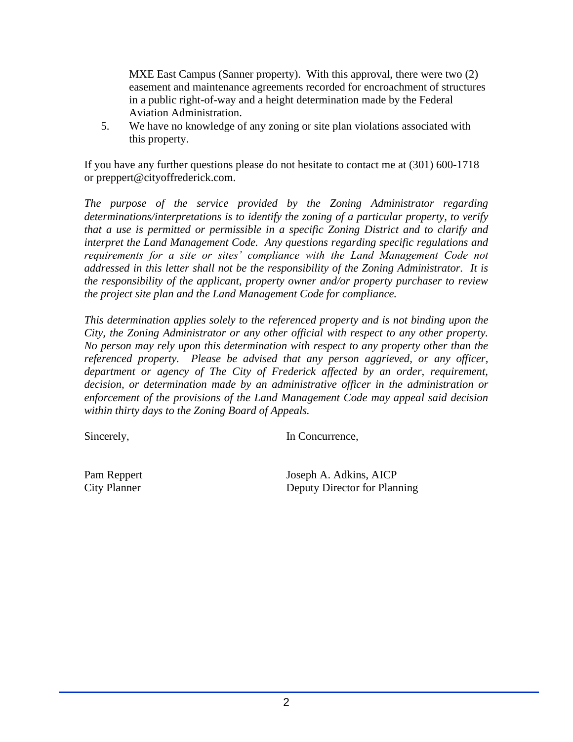MXE East Campus (Sanner property). With this approval, there were two (2) easement and maintenance agreements recorded for encroachment of structures in a public right-of-way and a height determination made by the Federal Aviation Administration.

5. We have no knowledge of any zoning or site plan violations associated with this property.

If you have any further questions please do not hesitate to contact me at (301) 600-1718 or preppert@cityoffrederick.com.

*The purpose of the service provided by the Zoning Administrator regarding determinations/interpretations is to identify the zoning of a particular property, to verify that a use is permitted or permissible in a specific Zoning District and to clarify and interpret the Land Management Code. Any questions regarding specific regulations and requirements for a site or sites' compliance with the Land Management Code not addressed in this letter shall not be the responsibility of the Zoning Administrator. It is the responsibility of the applicant, property owner and/or property purchaser to review the project site plan and the Land Management Code for compliance.*

*This determination applies solely to the referenced property and is not binding upon the City, the Zoning Administrator or any other official with respect to any other property. No person may rely upon this determination with respect to any property other than the referenced property. Please be advised that any person aggrieved, or any officer, department or agency of The City of Frederick affected by an order, requirement, decision, or determination made by an administrative officer in the administration or enforcement of the provisions of the Land Management Code may appeal said decision within thirty days to the Zoning Board of Appeals.*

Sincerely,

Pam Reppert
City Planner

In Concurrence,

Joseph A. Adkins, AICP
Deputy Director for Planning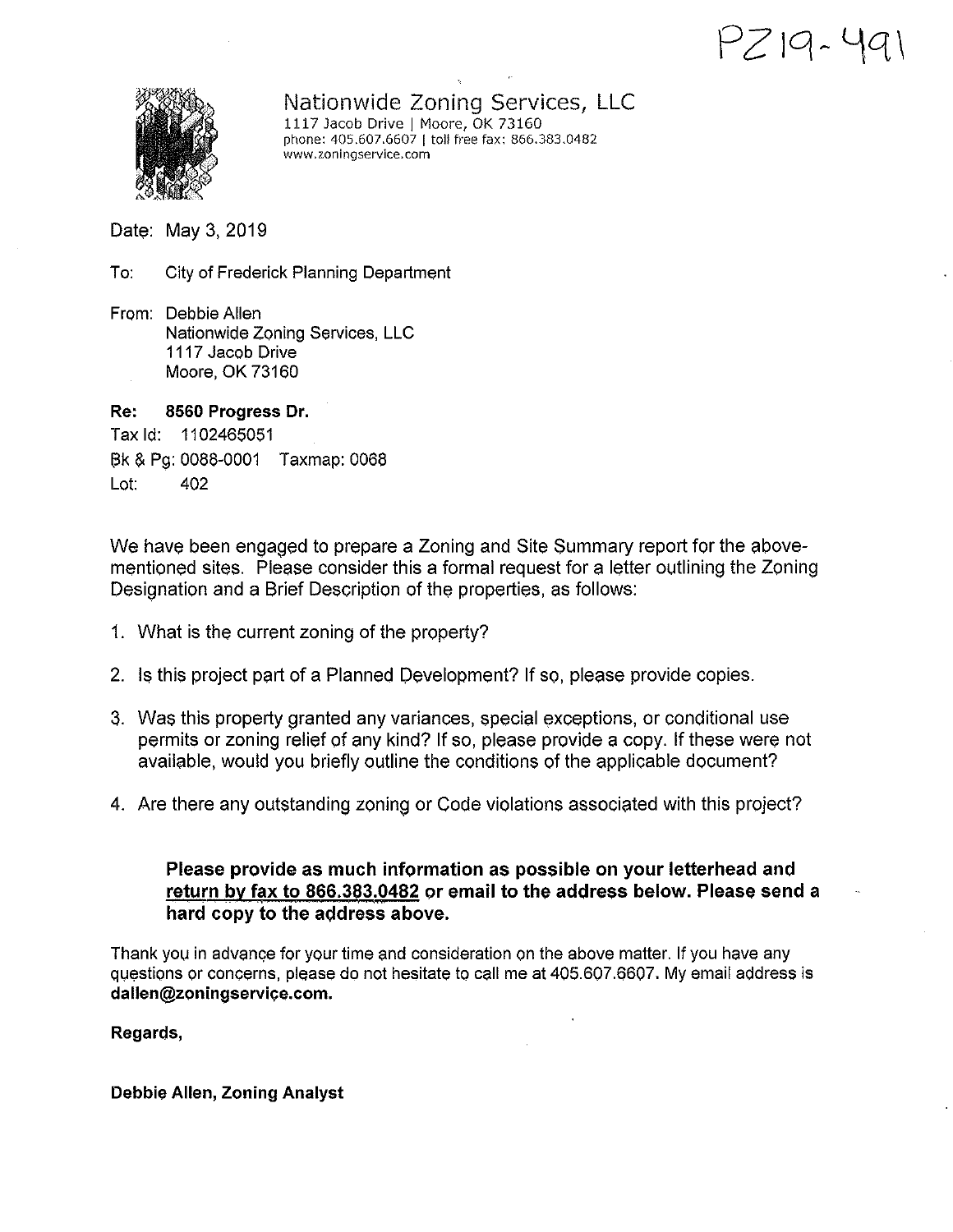PZ19-491

Nationwide Zoning Services, LLC
1117 Jacob Drive | Moore, OK 73160
phone: 405.607.6607 | toll free fax: 866.383.0482
www.zoningservice.com

Date: May 3, 2019

To: City of Frederick Planning Department

From: Debbie Allen
Nationwide Zoning Services, LLC
1117 Jacob Drive
Moore, OK 73160

**Re: 8560 Progress Dr.**
Tax Id: 1102465051
Bk & Pg: 0088-0001 Taxmap: 0068
Lot: 402

We have been engaged to prepare a Zoning and Site Summary report for the above-mentioned sites. Please consider this a formal request for a letter outlining the Zoning Designation and a Brief Description of the properties, as follows:

1. What is the current zoning of the property?

2. Is this project part of a Planned Development? If so, please provide copies.

3. Was this property granted any variances, special exceptions, or conditional use permits or zoning relief of any kind? If so, please provide a copy. If these were not available, would you briefly outline the conditions of the applicable document?

4. Are there any outstanding zoning or Code violations associated with this project?

**Please provide as much information as possible on your letterhead and <u>return by fax to 866.383.0482</u> or email to the address below. Please send a hard copy to the address above.**

Thank you in advance for your time and consideration on the above matter. If you have any questions or concerns, please do not hesitate to call me at 405.607.6607. My email address is **dallen@zoningservice.com.**

**Regards,**

**Debbie Allen, Zoning Analyst**